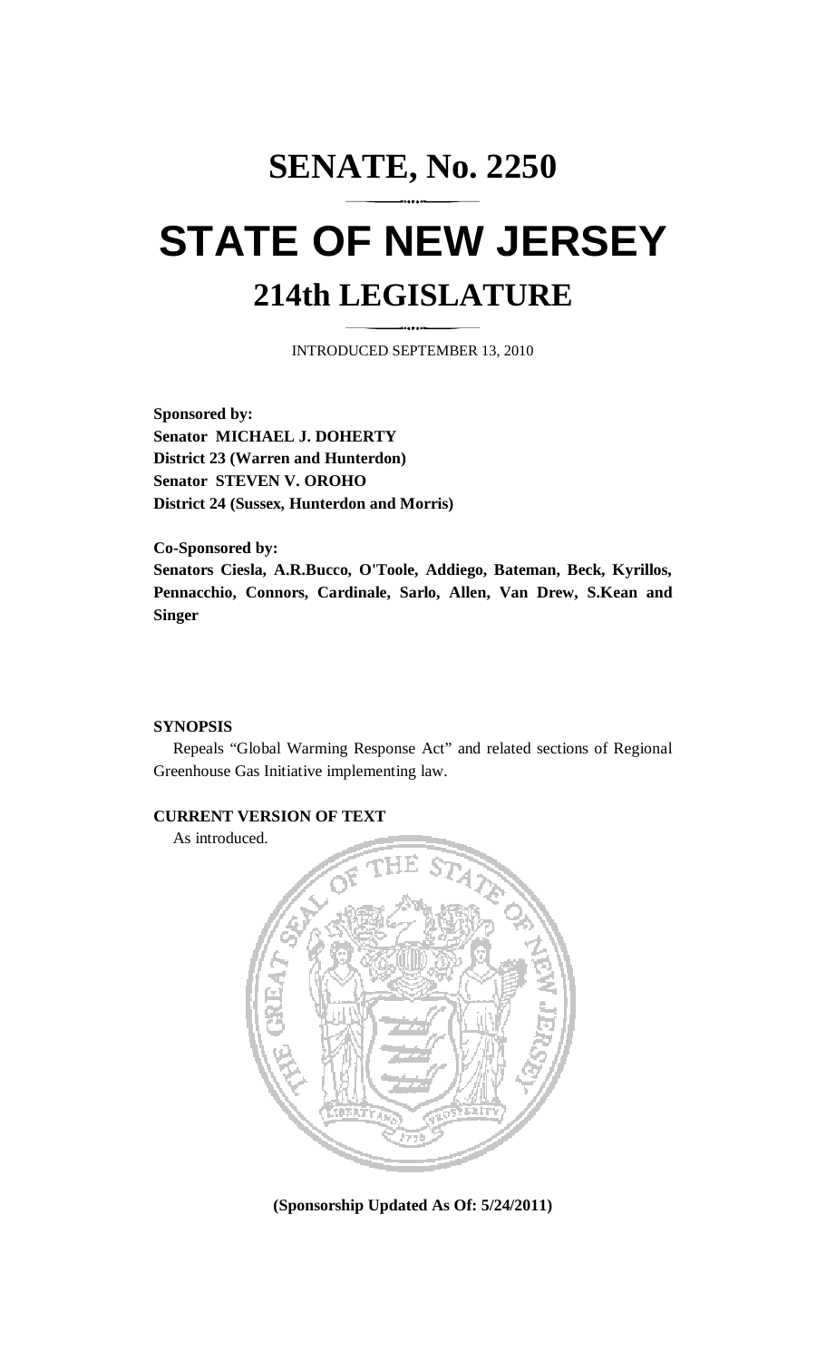# SENATE, No. 2250

# STATE OF NEW JERSEY

## 214th LEGISLATURE

INTRODUCED SEPTEMBER 13, 2010

**Sponsored by:**
**Senator MICHAEL J. DOHERTY**
**District 23 (Warren and Hunterdon)**
**Senator STEVEN V. OROHO**
**District 24 (Sussex, Hunterdon and Morris)**

**Co-Sponsored by:**
**Senators Ciesla, A.R.Bucco, O'Toole, Addiego, Bateman, Beck, Kyrillos, Pennacchio, Connors, Cardinale, Sarlo, Allen, Van Drew, S.Kean and Singer**

**SYNOPSIS**

Repeals "Global Warming Response Act" and related sections of Regional Greenhouse Gas Initiative implementing law.

**CURRENT VERSION OF TEXT**

As introduced.

**(Sponsorship Updated As Of: 5/24/2011)**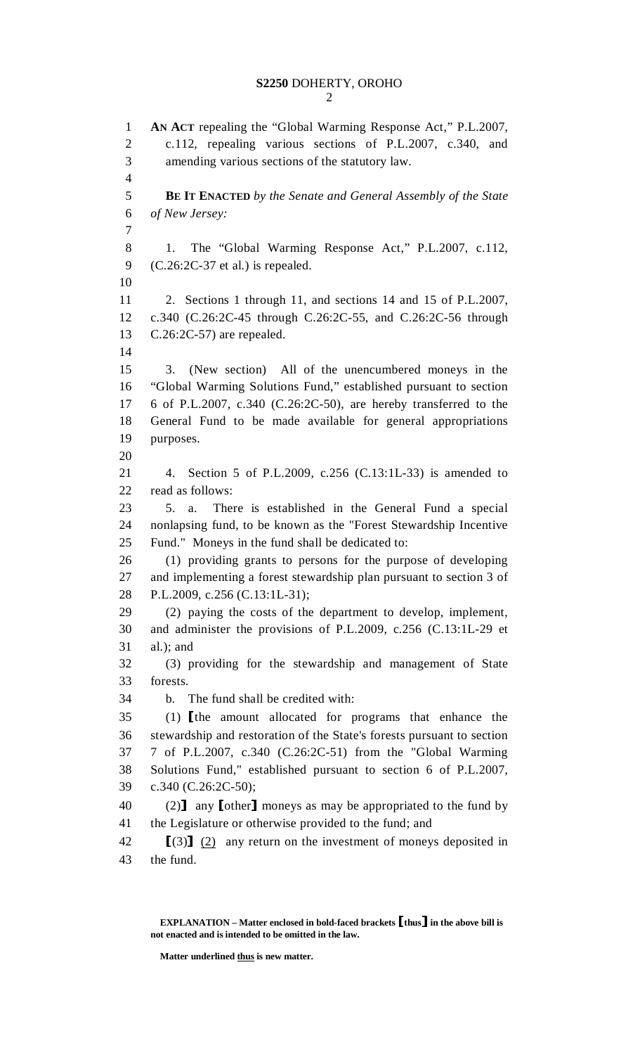**AN ACT** repealing the "Global Warming Response Act," P.L.2007, c.112, repealing various sections of P.L.2007, c.340, and amending various sections of the statutory law.

**BE IT ENACTED** *by the Senate and General Assembly of the State of New Jersey:*

1. The "Global Warming Response Act," P.L.2007, c.112, (C.26:2C-37 et al.) is repealed.

2. Sections 1 through 11, and sections 14 and 15 of P.L.2007, c.340 (C.26:2C-45 through C.26:2C-55, and C.26:2C-56 through C.26:2C-57) are repealed.

3. (New section) All of the unencumbered moneys in the "Global Warming Solutions Fund," established pursuant to section 6 of P.L.2007, c.340 (C.26:2C-50), are hereby transferred to the General Fund to be made available for general appropriations purposes.

4. Section 5 of P.L.2009, c.256 (C.13:1L-33) is amended to read as follows:

5. a. There is established in the General Fund a special nonlapsing fund, to be known as the "Forest Stewardship Incentive Fund." Moneys in the fund shall be dedicated to:

(1) providing grants to persons for the purpose of developing and implementing a forest stewardship plan pursuant to section 3 of P.L.2009, c.256 (C.13:1L-31);

(2) paying the costs of the department to develop, implement, and administer the provisions of P.L.2009, c.256 (C.13:1L-29 et al.); and

(3) providing for the stewardship and management of State forests.

b. The fund shall be credited with:

(1) **[**the amount allocated for programs that enhance the stewardship and restoration of the State's forests pursuant to section 7 of P.L.2007, c.340 (C.26:2C-51) from the "Global Warming Solutions Fund," established pursuant to section 6 of P.L.2007, c.340 (C.26:2C-50);

(2)**]** any **[**other**]** moneys as may be appropriated to the fund by the Legislature or otherwise provided to the fund; and

**[**(3)**]** <u>(2)</u> any return on the investment of moneys deposited in the fund.

---

**EXPLANATION – Matter enclosed in bold-faced brackets [thus] in the above bill is not enacted and is intended to be omitted in the law.**

**Matter underlined <u>thus</u> is new matter.**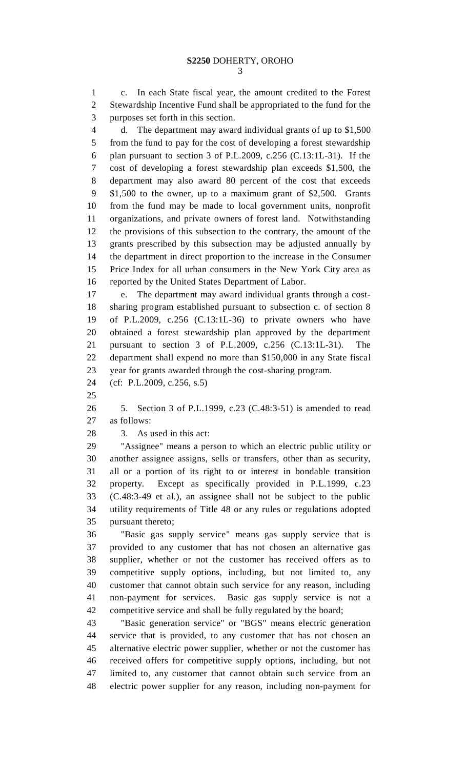c. In each State fiscal year, the amount credited to the Forest Stewardship Incentive Fund shall be appropriated to the fund for the purposes set forth in this section.

d. The department may award individual grants of up to $1,500 from the fund to pay for the cost of developing a forest stewardship plan pursuant to section 3 of P.L.2009, c.256 (C.13:1L-31). If the cost of developing a forest stewardship plan exceeds $1,500, the department may also award 80 percent of the cost that exceeds $1,500 to the owner, up to a maximum grant of $2,500. Grants from the fund may be made to local government units, nonprofit organizations, and private owners of forest land. Notwithstanding the provisions of this subsection to the contrary, the amount of the grants prescribed by this subsection may be adjusted annually by the department in direct proportion to the increase in the Consumer Price Index for all urban consumers in the New York City area as reported by the United States Department of Labor.

e. The department may award individual grants through a cost-sharing program established pursuant to subsection c. of section 8 of P.L.2009, c.256 (C.13:1L-36) to private owners who have obtained a forest stewardship plan approved by the department pursuant to section 3 of P.L.2009, c.256 (C.13:1L-31). The department shall expend no more than $150,000 in any State fiscal year for grants awarded through the cost-sharing program.

(cf: P.L.2009, c.256, s.5)

5. Section 3 of P.L.1999, c.23 (C.48:3-51) is amended to read as follows:

3. As used in this act:

"Assignee" means a person to which an electric public utility or another assignee assigns, sells or transfers, other than as security, all or a portion of its right to or interest in bondable transition property. Except as specifically provided in P.L.1999, c.23 (C.48:3-49 et al.), an assignee shall not be subject to the public utility requirements of Title 48 or any rules or regulations adopted pursuant thereto;

"Basic gas supply service" means gas supply service that is provided to any customer that has not chosen an alternative gas supplier, whether or not the customer has received offers as to competitive supply options, including, but not limited to, any customer that cannot obtain such service for any reason, including non-payment for services. Basic gas supply service is not a competitive service and shall be fully regulated by the board;

"Basic generation service" or "BGS" means electric generation service that is provided, to any customer that has not chosen an alternative electric power supplier, whether or not the customer has received offers for competitive supply options, including, but not limited to, any customer that cannot obtain such service from an electric power supplier for any reason, including non-payment for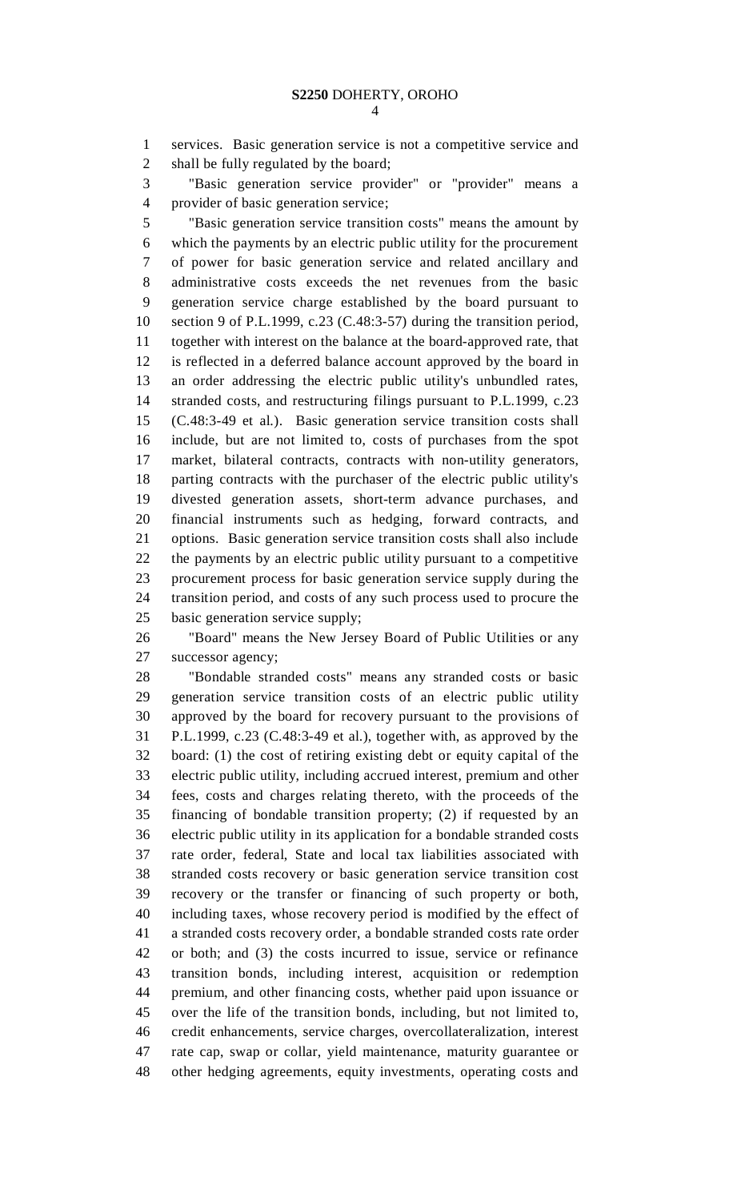services. Basic generation service is not a competitive service and shall be fully regulated by the board;

"Basic generation service provider" or "provider" means a provider of basic generation service;

"Basic generation service transition costs" means the amount by which the payments by an electric public utility for the procurement of power for basic generation service and related ancillary and administrative costs exceeds the net revenues from the basic generation service charge established by the board pursuant to section 9 of P.L.1999, c.23 (C.48:3-57) during the transition period, together with interest on the balance at the board-approved rate, that is reflected in a deferred balance account approved by the board in an order addressing the electric public utility's unbundled rates, stranded costs, and restructuring filings pursuant to P.L.1999, c.23 (C.48:3-49 et al.). Basic generation service transition costs shall include, but are not limited to, costs of purchases from the spot market, bilateral contracts, contracts with non-utility generators, parting contracts with the purchaser of the electric public utility's divested generation assets, short-term advance purchases, and financial instruments such as hedging, forward contracts, and options. Basic generation service transition costs shall also include the payments by an electric public utility pursuant to a competitive procurement process for basic generation service supply during the transition period, and costs of any such process used to procure the basic generation service supply;

"Board" means the New Jersey Board of Public Utilities or any successor agency;

"Bondable stranded costs" means any stranded costs or basic generation service transition costs of an electric public utility approved by the board for recovery pursuant to the provisions of P.L.1999, c.23 (C.48:3-49 et al.), together with, as approved by the board: (1) the cost of retiring existing debt or equity capital of the electric public utility, including accrued interest, premium and other fees, costs and charges relating thereto, with the proceeds of the financing of bondable transition property; (2) if requested by an electric public utility in its application for a bondable stranded costs rate order, federal, State and local tax liabilities associated with stranded costs recovery or basic generation service transition cost recovery or the transfer or financing of such property or both, including taxes, whose recovery period is modified by the effect of a stranded costs recovery order, a bondable stranded costs rate order or both; and (3) the costs incurred to issue, service or refinance transition bonds, including interest, acquisition or redemption premium, and other financing costs, whether paid upon issuance or over the life of the transition bonds, including, but not limited to, credit enhancements, service charges, overcollateralization, interest rate cap, swap or collar, yield maintenance, maturity guarantee or other hedging agreements, equity investments, operating costs and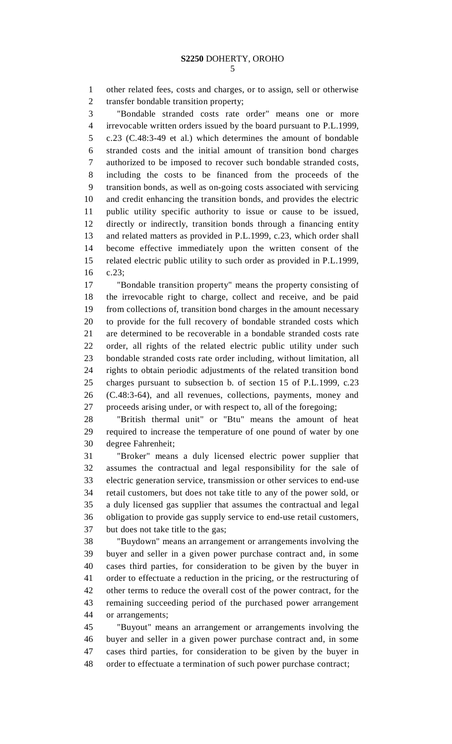other related fees, costs and charges, or to assign, sell or otherwise transfer bondable transition property;

"Bondable stranded costs rate order" means one or more irrevocable written orders issued by the board pursuant to P.L.1999, c.23 (C.48:3-49 et al.) which determines the amount of bondable stranded costs and the initial amount of transition bond charges authorized to be imposed to recover such bondable stranded costs, including the costs to be financed from the proceeds of the transition bonds, as well as on-going costs associated with servicing and credit enhancing the transition bonds, and provides the electric public utility specific authority to issue or cause to be issued, directly or indirectly, transition bonds through a financing entity and related matters as provided in P.L.1999, c.23, which order shall become effective immediately upon the written consent of the related electric public utility to such order as provided in P.L.1999, c.23;

"Bondable transition property" means the property consisting of the irrevocable right to charge, collect and receive, and be paid from collections of, transition bond charges in the amount necessary to provide for the full recovery of bondable stranded costs which are determined to be recoverable in a bondable stranded costs rate order, all rights of the related electric public utility under such bondable stranded costs rate order including, without limitation, all rights to obtain periodic adjustments of the related transition bond charges pursuant to subsection b. of section 15 of P.L.1999, c.23 (C.48:3-64), and all revenues, collections, payments, money and proceeds arising under, or with respect to, all of the foregoing;

"British thermal unit" or "Btu" means the amount of heat required to increase the temperature of one pound of water by one degree Fahrenheit;

"Broker" means a duly licensed electric power supplier that assumes the contractual and legal responsibility for the sale of electric generation service, transmission or other services to end-use retail customers, but does not take title to any of the power sold, or a duly licensed gas supplier that assumes the contractual and legal obligation to provide gas supply service to end-use retail customers, but does not take title to the gas;

"Buydown" means an arrangement or arrangements involving the buyer and seller in a given power purchase contract and, in some cases third parties, for consideration to be given by the buyer in order to effectuate a reduction in the pricing, or the restructuring of other terms to reduce the overall cost of the power contract, for the remaining succeeding period of the purchased power arrangement or arrangements;

"Buyout" means an arrangement or arrangements involving the buyer and seller in a given power purchase contract and, in some cases third parties, for consideration to be given by the buyer in order to effectuate a termination of such power purchase contract;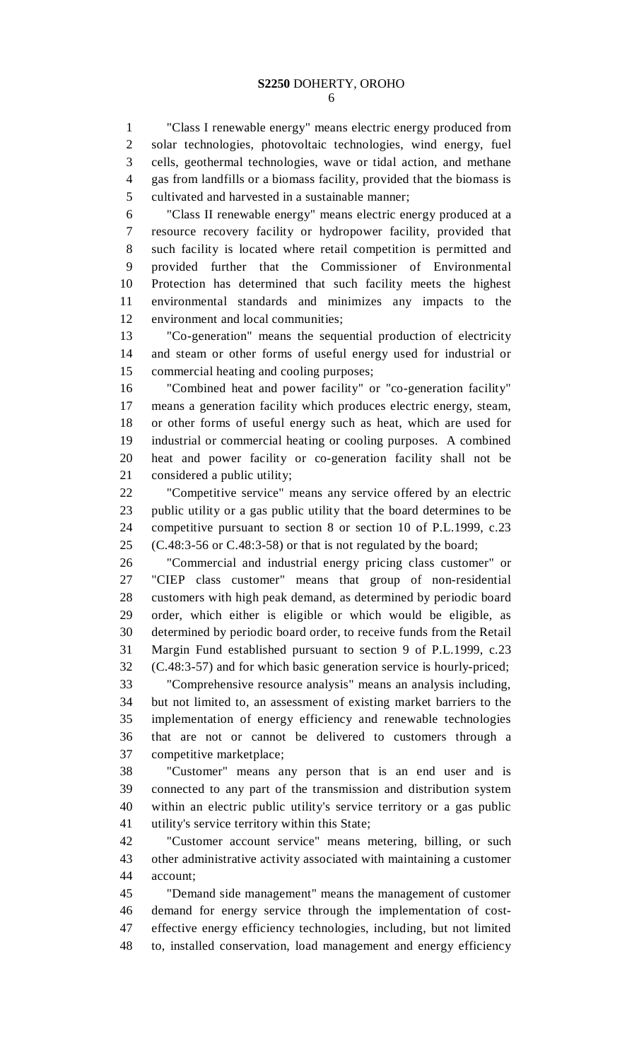"Class I renewable energy" means electric energy produced from solar technologies, photovoltaic technologies, wind energy, fuel cells, geothermal technologies, wave or tidal action, and methane gas from landfills or a biomass facility, provided that the biomass is cultivated and harvested in a sustainable manner;

"Class II renewable energy" means electric energy produced at a resource recovery facility or hydropower facility, provided that such facility is located where retail competition is permitted and provided further that the Commissioner of Environmental Protection has determined that such facility meets the highest environmental standards and minimizes any impacts to the environment and local communities;

"Co-generation" means the sequential production of electricity and steam or other forms of useful energy used for industrial or commercial heating and cooling purposes;

"Combined heat and power facility" or "co-generation facility" means a generation facility which produces electric energy, steam, or other forms of useful energy such as heat, which are used for industrial or commercial heating or cooling purposes. A combined heat and power facility or co-generation facility shall not be considered a public utility;

"Competitive service" means any service offered by an electric public utility or a gas public utility that the board determines to be competitive pursuant to section 8 or section 10 of P.L.1999, c.23 (C.48:3-56 or C.48:3-58) or that is not regulated by the board;

"Commercial and industrial energy pricing class customer" or "CIEP class customer" means that group of non-residential customers with high peak demand, as determined by periodic board order, which either is eligible or which would be eligible, as determined by periodic board order, to receive funds from the Retail Margin Fund established pursuant to section 9 of P.L.1999, c.23 (C.48:3-57) and for which basic generation service is hourly-priced;

"Comprehensive resource analysis" means an analysis including, but not limited to, an assessment of existing market barriers to the implementation of energy efficiency and renewable technologies that are not or cannot be delivered to customers through a competitive marketplace;

"Customer" means any person that is an end user and is connected to any part of the transmission and distribution system within an electric public utility's service territory or a gas public utility's service territory within this State;

"Customer account service" means metering, billing, or such other administrative activity associated with maintaining a customer account;

"Demand side management" means the management of customer demand for energy service through the implementation of cost-effective energy efficiency technologies, including, but not limited to, installed conservation, load management and energy efficiency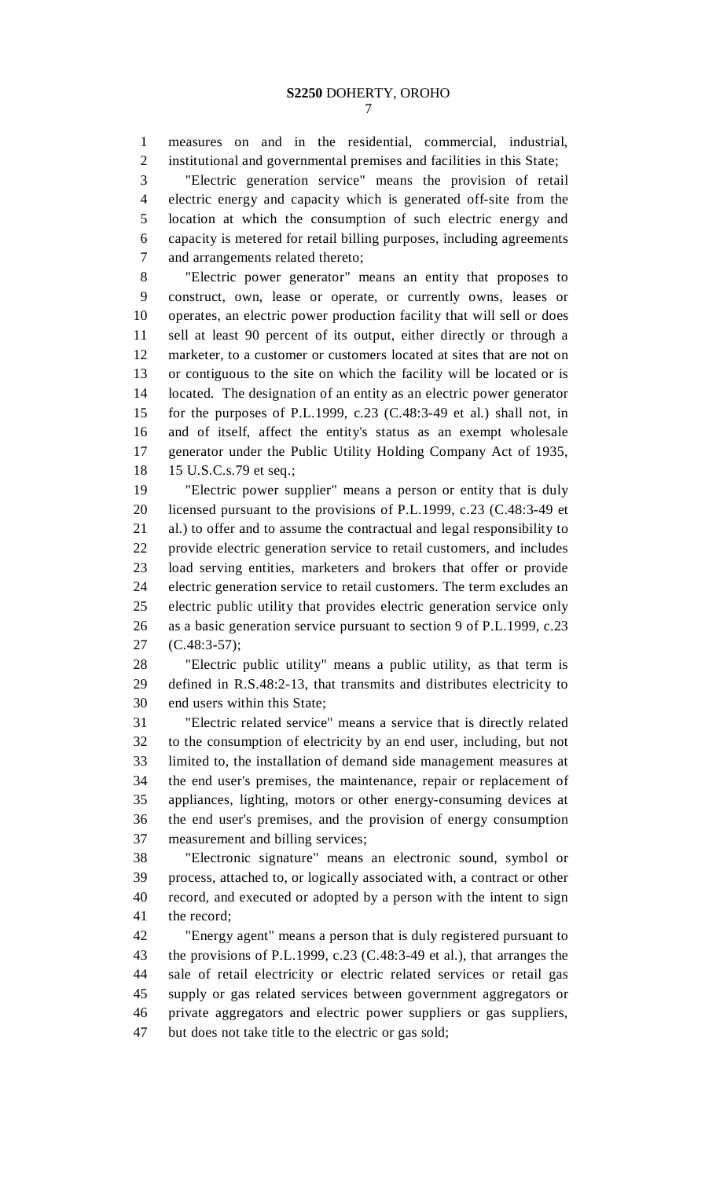measures on and in the residential, commercial, industrial, institutional and governmental premises and facilities in this State;

"Electric generation service" means the provision of retail electric energy and capacity which is generated off-site from the location at which the consumption of such electric energy and capacity is metered for retail billing purposes, including agreements and arrangements related thereto;

"Electric power generator" means an entity that proposes to construct, own, lease or operate, or currently owns, leases or operates, an electric power production facility that will sell or does sell at least 90 percent of its output, either directly or through a marketer, to a customer or customers located at sites that are not on or contiguous to the site on which the facility will be located or is located. The designation of an entity as an electric power generator for the purposes of P.L.1999, c.23 (C.48:3-49 et al.) shall not, in and of itself, affect the entity's status as an exempt wholesale generator under the Public Utility Holding Company Act of 1935, 15 U.S.C.s.79 et seq.;

"Electric power supplier" means a person or entity that is duly licensed pursuant to the provisions of P.L.1999, c.23 (C.48:3-49 et al.) to offer and to assume the contractual and legal responsibility to provide electric generation service to retail customers, and includes load serving entities, marketers and brokers that offer or provide electric generation service to retail customers. The term excludes an electric public utility that provides electric generation service only as a basic generation service pursuant to section 9 of P.L.1999, c.23 (C.48:3-57);

"Electric public utility" means a public utility, as that term is defined in R.S.48:2-13, that transmits and distributes electricity to end users within this State;

"Electric related service" means a service that is directly related to the consumption of electricity by an end user, including, but not limited to, the installation of demand side management measures at the end user's premises, the maintenance, repair or replacement of appliances, lighting, motors or other energy-consuming devices at the end user's premises, and the provision of energy consumption measurement and billing services;

"Electronic signature" means an electronic sound, symbol or process, attached to, or logically associated with, a contract or other record, and executed or adopted by a person with the intent to sign the record;

"Energy agent" means a person that is duly registered pursuant to the provisions of P.L.1999, c.23 (C.48:3-49 et al.), that arranges the sale of retail electricity or electric related services or retail gas supply or gas related services between government aggregators or private aggregators and electric power suppliers or gas suppliers, but does not take title to the electric or gas sold;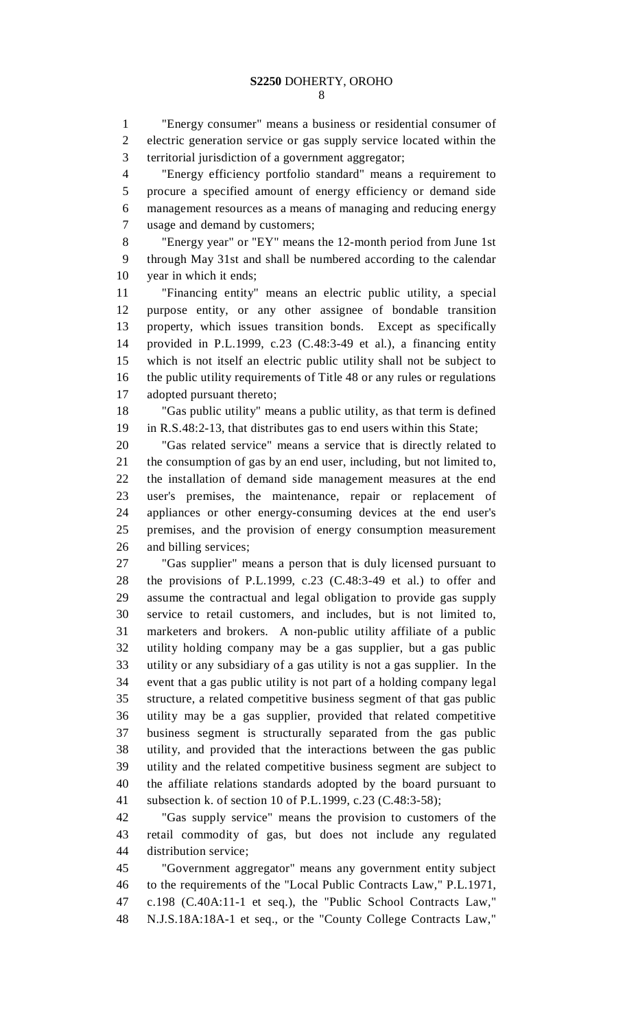"Energy consumer" means a business or residential consumer of electric generation service or gas supply service located within the territorial jurisdiction of a government aggregator;

"Energy efficiency portfolio standard" means a requirement to procure a specified amount of energy efficiency or demand side management resources as a means of managing and reducing energy usage and demand by customers;

"Energy year" or "EY" means the 12-month period from June 1st through May 31st and shall be numbered according to the calendar year in which it ends;

"Financing entity" means an electric public utility, a special purpose entity, or any other assignee of bondable transition property, which issues transition bonds. Except as specifically provided in P.L.1999, c.23 (C.48:3-49 et al.), a financing entity which is not itself an electric public utility shall not be subject to the public utility requirements of Title 48 or any rules or regulations adopted pursuant thereto;

"Gas public utility" means a public utility, as that term is defined in R.S.48:2-13, that distributes gas to end users within this State;

"Gas related service" means a service that is directly related to the consumption of gas by an end user, including, but not limited to, the installation of demand side management measures at the end user's premises, the maintenance, repair or replacement of appliances or other energy-consuming devices at the end user's premises, and the provision of energy consumption measurement and billing services;

"Gas supplier" means a person that is duly licensed pursuant to the provisions of P.L.1999, c.23 (C.48:3-49 et al.) to offer and assume the contractual and legal obligation to provide gas supply service to retail customers, and includes, but is not limited to, marketers and brokers. A non-public utility affiliate of a public utility holding company may be a gas supplier, but a gas public utility or any subsidiary of a gas utility is not a gas supplier. In the event that a gas public utility is not part of a holding company legal structure, a related competitive business segment of that gas public utility may be a gas supplier, provided that related competitive business segment is structurally separated from the gas public utility, and provided that the interactions between the gas public utility and the related competitive business segment are subject to the affiliate relations standards adopted by the board pursuant to subsection k. of section 10 of P.L.1999, c.23 (C.48:3-58);

"Gas supply service" means the provision to customers of the retail commodity of gas, but does not include any regulated distribution service;

"Government aggregator" means any government entity subject to the requirements of the "Local Public Contracts Law," P.L.1971, c.198 (C.40A:11-1 et seq.), the "Public School Contracts Law," N.J.S.18A:18A-1 et seq., or the "County College Contracts Law,"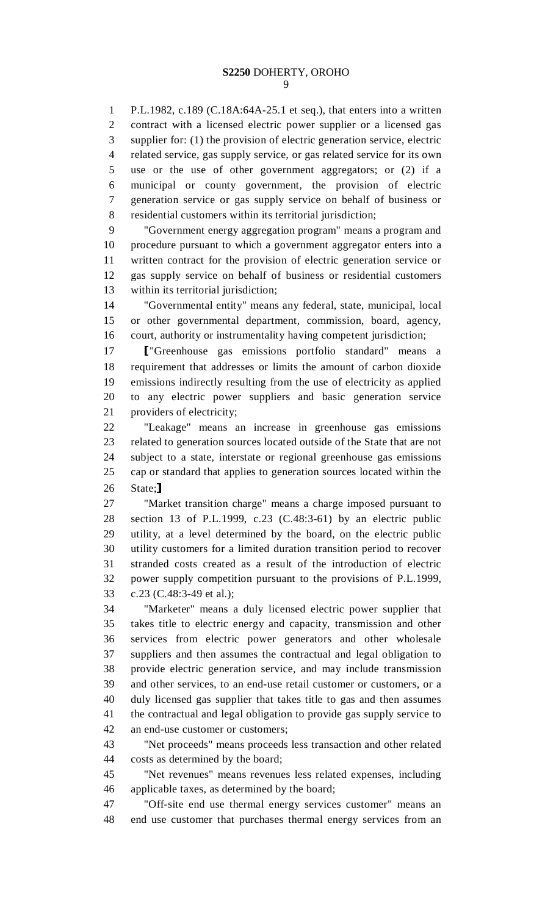P.L.1982, c.189 (C.18A:64A-25.1 et seq.), that enters into a written contract with a licensed electric power supplier or a licensed gas supplier for: (1) the provision of electric generation service, electric related service, gas supply service, or gas related service for its own use or the use of other government aggregators; or (2) if a municipal or county government, the provision of electric generation service or gas supply service on behalf of business or residential customers within its territorial jurisdiction;

"Government energy aggregation program" means a program and procedure pursuant to which a government aggregator enters into a written contract for the provision of electric generation service or gas supply service on behalf of business or residential customers within its territorial jurisdiction;

"Governmental entity" means any federal, state, municipal, local or other governmental department, commission, board, agency, court, authority or instrumentality having competent jurisdiction;

⟦"Greenhouse gas emissions portfolio standard" means a requirement that addresses or limits the amount of carbon dioxide emissions indirectly resulting from the use of electricity as applied to any electric power suppliers and basic generation service providers of electricity;

"Leakage" means an increase in greenhouse gas emissions related to generation sources located outside of the State that are not subject to a state, interstate or regional greenhouse gas emissions cap or standard that applies to generation sources located within the State;⟧

"Market transition charge" means a charge imposed pursuant to section 13 of P.L.1999, c.23 (C.48:3-61) by an electric public utility, at a level determined by the board, on the electric public utility customers for a limited duration transition period to recover stranded costs created as a result of the introduction of electric power supply competition pursuant to the provisions of P.L.1999, c.23 (C.48:3-49 et al.);

"Marketer" means a duly licensed electric power supplier that takes title to electric energy and capacity, transmission and other services from electric power generators and other wholesale suppliers and then assumes the contractual and legal obligation to provide electric generation service, and may include transmission and other services, to an end-use retail customer or customers, or a duly licensed gas supplier that takes title to gas and then assumes the contractual and legal obligation to provide gas supply service to an end-use customer or customers;

"Net proceeds" means proceeds less transaction and other related costs as determined by the board;

"Net revenues" means revenues less related expenses, including applicable taxes, as determined by the board;

"Off-site end use thermal energy services customer" means an end use customer that purchases thermal energy services from an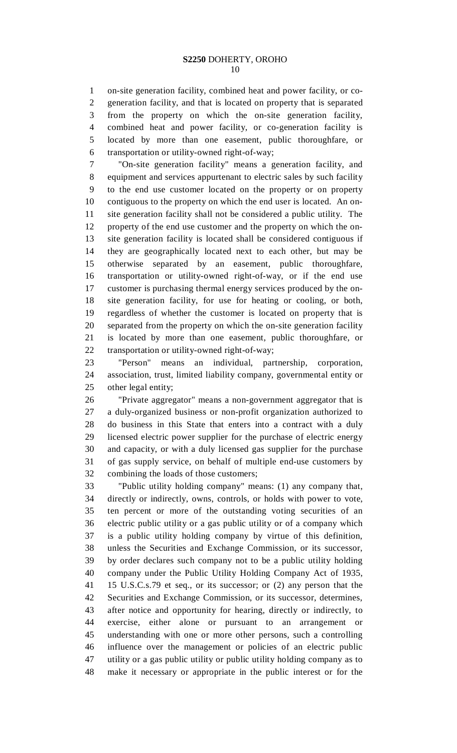on-site generation facility, combined heat and power facility, or co-generation facility, and that is located on property that is separated from the property on which the on-site generation facility, combined heat and power facility, or co-generation facility is located by more than one easement, public thoroughfare, or transportation or utility-owned right-of-way;

"On-site generation facility" means a generation facility, and equipment and services appurtenant to electric sales by such facility to the end use customer located on the property or on property contiguous to the property on which the end user is located. An on-site generation facility shall not be considered a public utility. The property of the end use customer and the property on which the on-site generation facility is located shall be considered contiguous if they are geographically located next to each other, but may be otherwise separated by an easement, public thoroughfare, transportation or utility-owned right-of-way, or if the end use customer is purchasing thermal energy services produced by the on-site generation facility, for use for heating or cooling, or both, regardless of whether the customer is located on property that is separated from the property on which the on-site generation facility is located by more than one easement, public thoroughfare, or transportation or utility-owned right-of-way;

"Person" means an individual, partnership, corporation, association, trust, limited liability company, governmental entity or other legal entity;

"Private aggregator" means a non-government aggregator that is a duly-organized business or non-profit organization authorized to do business in this State that enters into a contract with a duly licensed electric power supplier for the purchase of electric energy and capacity, or with a duly licensed gas supplier for the purchase of gas supply service, on behalf of multiple end-use customers by combining the loads of those customers;

"Public utility holding company" means: (1) any company that, directly or indirectly, owns, controls, or holds with power to vote, ten percent or more of the outstanding voting securities of an electric public utility or a gas public utility or of a company which is a public utility holding company by virtue of this definition, unless the Securities and Exchange Commission, or its successor, by order declares such company not to be a public utility holding company under the Public Utility Holding Company Act of 1935, 15 U.S.C.s.79 et seq., or its successor; or (2) any person that the Securities and Exchange Commission, or its successor, determines, after notice and opportunity for hearing, directly or indirectly, to exercise, either alone or pursuant to an arrangement or understanding with one or more other persons, such a controlling influence over the management or policies of an electric public utility or a gas public utility or public utility holding company as to make it necessary or appropriate in the public interest or for the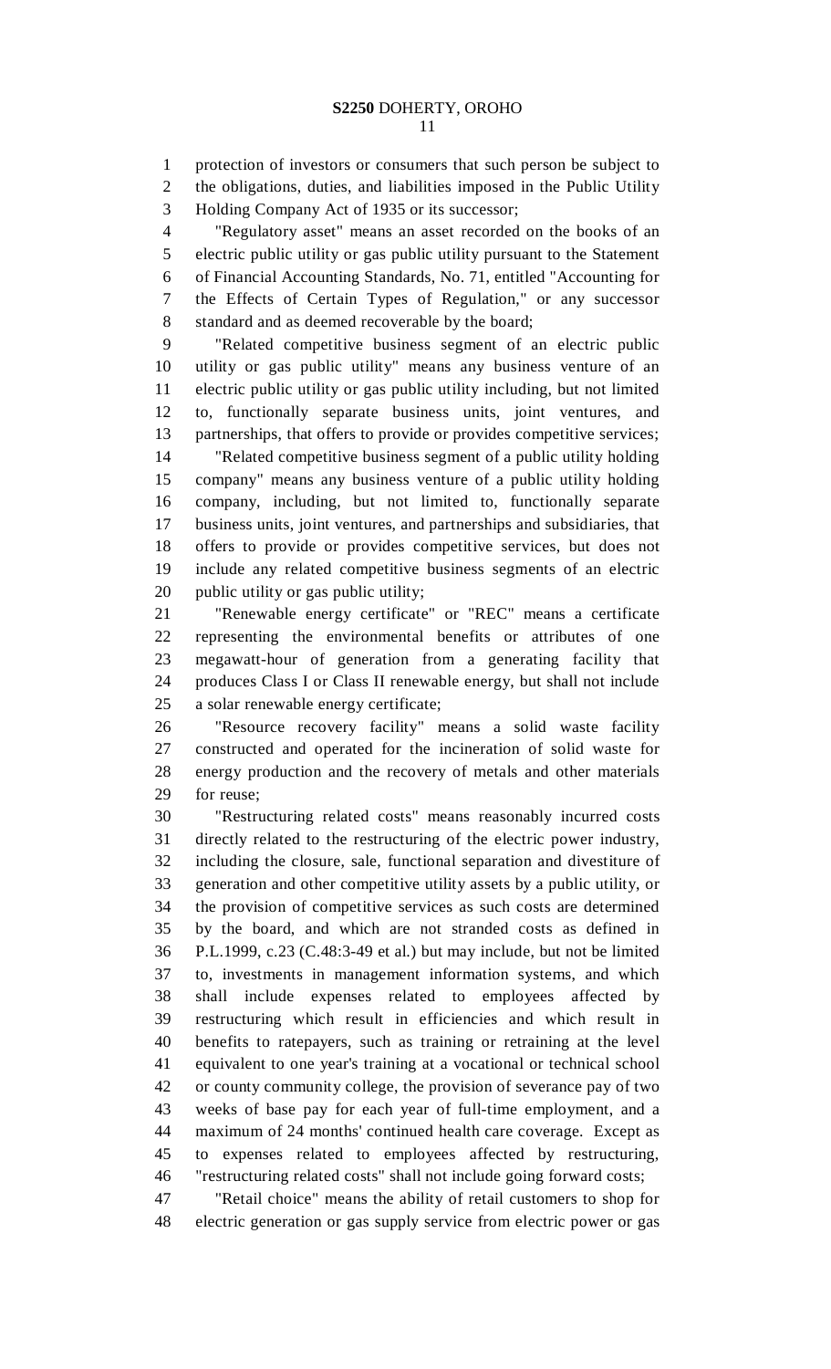protection of investors or consumers that such person be subject to the obligations, duties, and liabilities imposed in the Public Utility Holding Company Act of 1935 or its successor;

"Regulatory asset" means an asset recorded on the books of an electric public utility or gas public utility pursuant to the Statement of Financial Accounting Standards, No. 71, entitled "Accounting for the Effects of Certain Types of Regulation," or any successor standard and as deemed recoverable by the board;

"Related competitive business segment of an electric public utility or gas public utility" means any business venture of an electric public utility or gas public utility including, but not limited to, functionally separate business units, joint ventures, and partnerships, that offers to provide or provides competitive services;

"Related competitive business segment of a public utility holding company" means any business venture of a public utility holding company, including, but not limited to, functionally separate business units, joint ventures, and partnerships and subsidiaries, that offers to provide or provides competitive services, but does not include any related competitive business segments of an electric public utility or gas public utility;

"Renewable energy certificate" or "REC" means a certificate representing the environmental benefits or attributes of one megawatt-hour of generation from a generating facility that produces Class I or Class II renewable energy, but shall not include a solar renewable energy certificate;

"Resource recovery facility" means a solid waste facility constructed and operated for the incineration of solid waste for energy production and the recovery of metals and other materials for reuse;

"Restructuring related costs" means reasonably incurred costs directly related to the restructuring of the electric power industry, including the closure, sale, functional separation and divestiture of generation and other competitive utility assets by a public utility, or the provision of competitive services as such costs are determined by the board, and which are not stranded costs as defined in P.L.1999, c.23 (C.48:3-49 et al.) but may include, but not be limited to, investments in management information systems, and which shall include expenses related to employees affected by restructuring which result in efficiencies and which result in benefits to ratepayers, such as training or retraining at the level equivalent to one year's training at a vocational or technical school or county community college, the provision of severance pay of two weeks of base pay for each year of full-time employment, and a maximum of 24 months' continued health care coverage. Except as to expenses related to employees affected by restructuring, "restructuring related costs" shall not include going forward costs;

"Retail choice" means the ability of retail customers to shop for electric generation or gas supply service from electric power or gas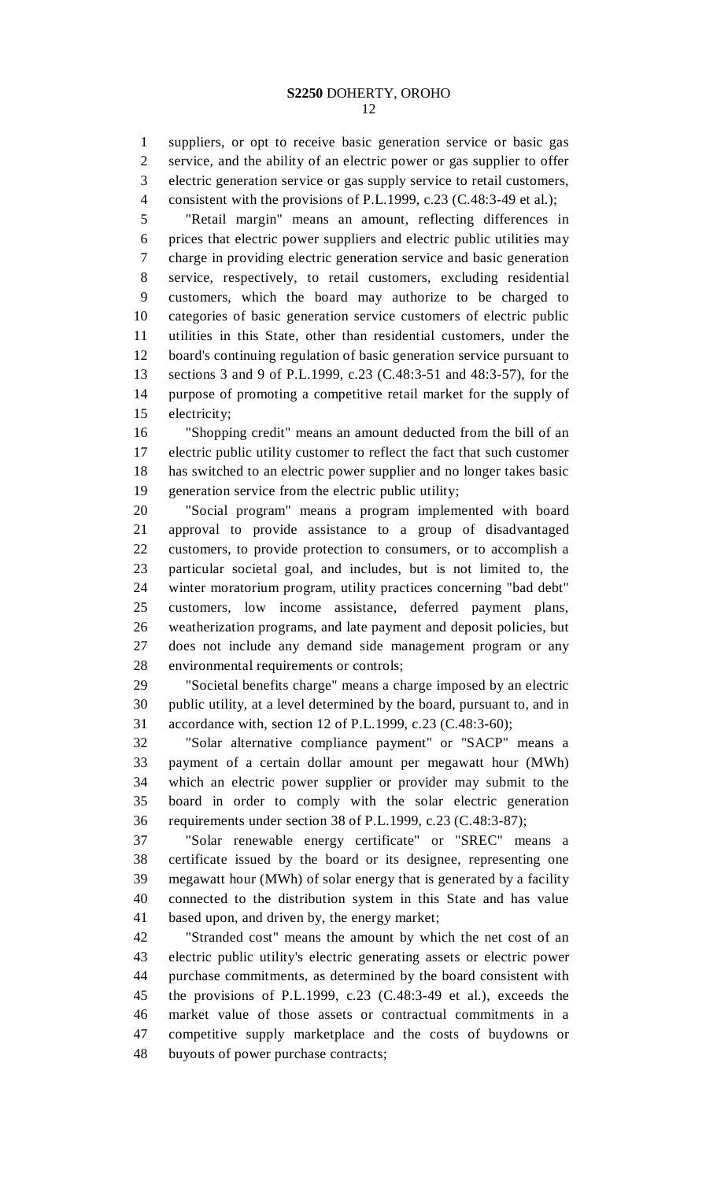suppliers, or opt to receive basic generation service or basic gas service, and the ability of an electric power or gas supplier to offer electric generation service or gas supply service to retail customers, consistent with the provisions of P.L.1999, c.23 (C.48:3-49 et al.);

"Retail margin" means an amount, reflecting differences in prices that electric power suppliers and electric public utilities may charge in providing electric generation service and basic generation service, respectively, to retail customers, excluding residential customers, which the board may authorize to be charged to categories of basic generation service customers of electric public utilities in this State, other than residential customers, under the board's continuing regulation of basic generation service pursuant to sections 3 and 9 of P.L.1999, c.23 (C.48:3-51 and 48:3-57), for the purpose of promoting a competitive retail market for the supply of electricity;

"Shopping credit" means an amount deducted from the bill of an electric public utility customer to reflect the fact that such customer has switched to an electric power supplier and no longer takes basic generation service from the electric public utility;

"Social program" means a program implemented with board approval to provide assistance to a group of disadvantaged customers, to provide protection to consumers, or to accomplish a particular societal goal, and includes, but is not limited to, the winter moratorium program, utility practices concerning "bad debt" customers, low income assistance, deferred payment plans, weatherization programs, and late payment and deposit policies, but does not include any demand side management program or any environmental requirements or controls;

"Societal benefits charge" means a charge imposed by an electric public utility, at a level determined by the board, pursuant to, and in accordance with, section 12 of P.L.1999, c.23 (C.48:3-60);

"Solar alternative compliance payment" or "SACP" means a payment of a certain dollar amount per megawatt hour (MWh) which an electric power supplier or provider may submit to the board in order to comply with the solar electric generation requirements under section 38 of P.L.1999, c.23 (C.48:3-87);

"Solar renewable energy certificate" or "SREC" means a certificate issued by the board or its designee, representing one megawatt hour (MWh) of solar energy that is generated by a facility connected to the distribution system in this State and has value based upon, and driven by, the energy market;

"Stranded cost" means the amount by which the net cost of an electric public utility's electric generating assets or electric power purchase commitments, as determined by the board consistent with the provisions of P.L.1999, c.23 (C.48:3-49 et al.), exceeds the market value of those assets or contractual commitments in a competitive supply marketplace and the costs of buydowns or buyouts of power purchase contracts;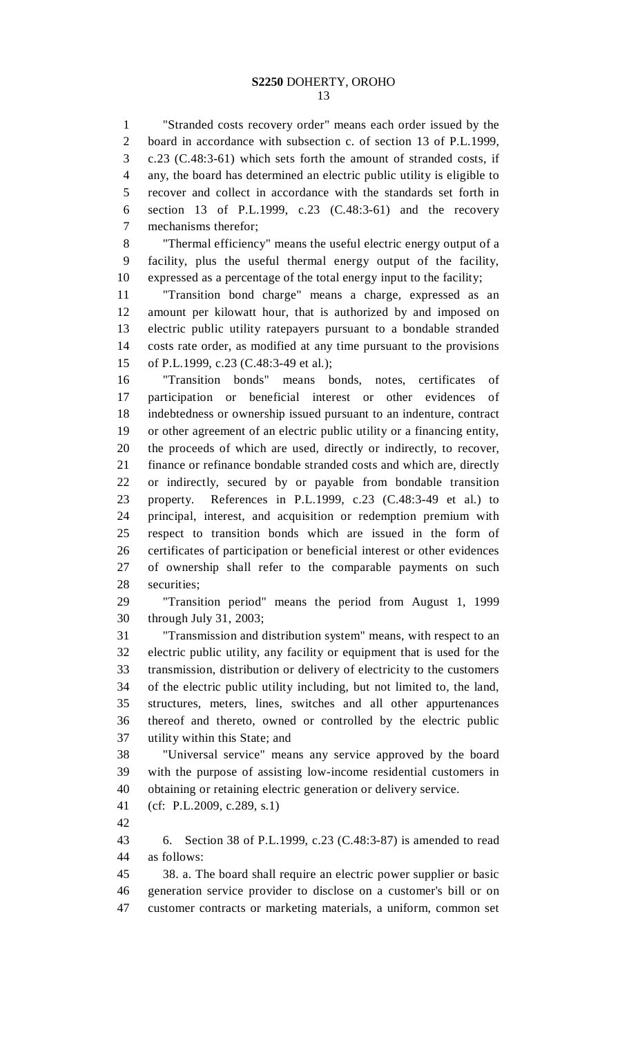"Stranded costs recovery order" means each order issued by the board in accordance with subsection c. of section 13 of P.L.1999, c.23 (C.48:3-61) which sets forth the amount of stranded costs, if any, the board has determined an electric public utility is eligible to recover and collect in accordance with the standards set forth in section 13 of P.L.1999, c.23 (C.48:3-61) and the recovery mechanisms therefor;

"Thermal efficiency" means the useful electric energy output of a facility, plus the useful thermal energy output of the facility, expressed as a percentage of the total energy input to the facility;

"Transition bond charge" means a charge, expressed as an amount per kilowatt hour, that is authorized by and imposed on electric public utility ratepayers pursuant to a bondable stranded costs rate order, as modified at any time pursuant to the provisions of P.L.1999, c.23 (C.48:3-49 et al.);

"Transition bonds" means bonds, notes, certificates of participation or beneficial interest or other evidences of indebtedness or ownership issued pursuant to an indenture, contract or other agreement of an electric public utility or a financing entity, the proceeds of which are used, directly or indirectly, to recover, finance or refinance bondable stranded costs and which are, directly or indirectly, secured by or payable from bondable transition property. References in P.L.1999, c.23 (C.48:3-49 et al.) to principal, interest, and acquisition or redemption premium with respect to transition bonds which are issued in the form of certificates of participation or beneficial interest or other evidences of ownership shall refer to the comparable payments on such securities;

"Transition period" means the period from August 1, 1999 through July 31, 2003;

"Transmission and distribution system" means, with respect to an electric public utility, any facility or equipment that is used for the transmission, distribution or delivery of electricity to the customers of the electric public utility including, but not limited to, the land, structures, meters, lines, switches and all other appurtenances thereof and thereto, owned or controlled by the electric public utility within this State; and

"Universal service" means any service approved by the board with the purpose of assisting low-income residential customers in obtaining or retaining electric generation or delivery service.

(cf: P.L.2009, c.289, s.1)

6. Section 38 of P.L.1999, c.23 (C.48:3-87) is amended to read as follows:

38. a. The board shall require an electric power supplier or basic generation service provider to disclose on a customer's bill or on customer contracts or marketing materials, a uniform, common set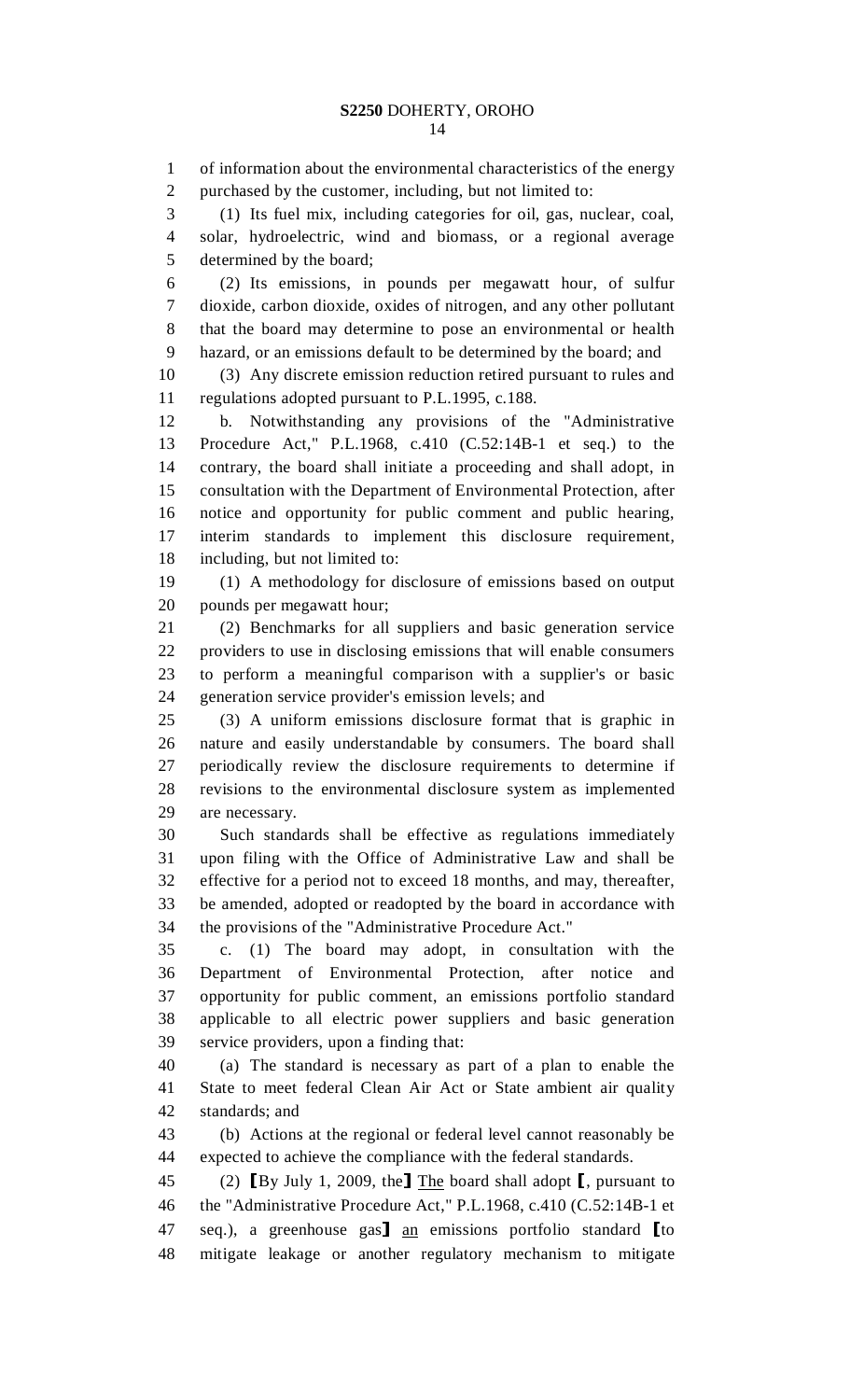of information about the environmental characteristics of the energy purchased by the customer, including, but not limited to:

(1) Its fuel mix, including categories for oil, gas, nuclear, coal, solar, hydroelectric, wind and biomass, or a regional average determined by the board;

(2) Its emissions, in pounds per megawatt hour, of sulfur dioxide, carbon dioxide, oxides of nitrogen, and any other pollutant that the board may determine to pose an environmental or health hazard, or an emissions default to be determined by the board; and

(3) Any discrete emission reduction retired pursuant to rules and regulations adopted pursuant to P.L.1995, c.188.

b. Notwithstanding any provisions of the "Administrative Procedure Act," P.L.1968, c.410 (C.52:14B-1 et seq.) to the contrary, the board shall initiate a proceeding and shall adopt, in consultation with the Department of Environmental Protection, after notice and opportunity for public comment and public hearing, interim standards to implement this disclosure requirement, including, but not limited to:

(1) A methodology for disclosure of emissions based on output pounds per megawatt hour;

(2) Benchmarks for all suppliers and basic generation service providers to use in disclosing emissions that will enable consumers to perform a meaningful comparison with a supplier's or basic generation service provider's emission levels; and

(3) A uniform emissions disclosure format that is graphic in nature and easily understandable by consumers. The board shall periodically review the disclosure requirements to determine if revisions to the environmental disclosure system as implemented are necessary.

Such standards shall be effective as regulations immediately upon filing with the Office of Administrative Law and shall be effective for a period not to exceed 18 months, and may, thereafter, be amended, adopted or readopted by the board in accordance with the provisions of the "Administrative Procedure Act."

c. (1) The board may adopt, in consultation with the Department of Environmental Protection, after notice and opportunity for public comment, an emissions portfolio standard applicable to all electric power suppliers and basic generation service providers, upon a finding that:

(a) The standard is necessary as part of a plan to enable the State to meet federal Clean Air Act or State ambient air quality standards; and

(b) Actions at the regional or federal level cannot reasonably be expected to achieve the compliance with the federal standards.

(2) [By July 1, 2009, the] <u>The</u> board shall adopt [, pursuant to the "Administrative Procedure Act," P.L.1968, c.410 (C.52:14B-1 et seq.), a greenhouse gas] <u>an</u> emissions portfolio standard [to mitigate leakage or another regulatory mechanism to mitigate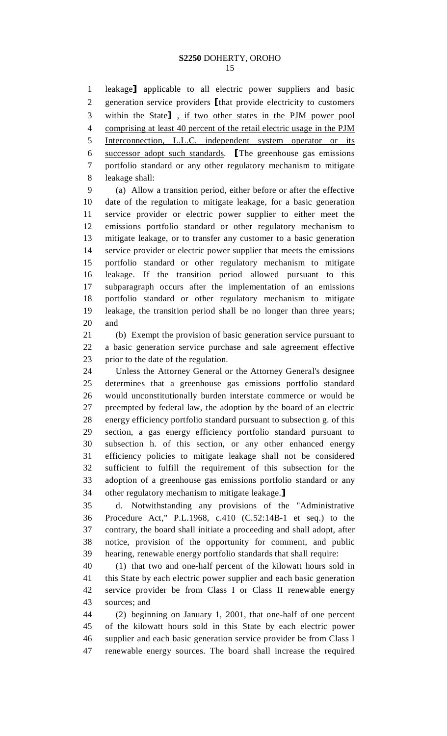leakage⟧ applicable to all electric power suppliers and basic generation service providers ⟦that provide electricity to customers within the State⟧ , if two other states in the PJM power pool comprising at least 40 percent of the retail electric usage in the PJM Interconnection, L.L.C. independent system operator or its successor adopt such standards. ⟦The greenhouse gas emissions portfolio standard or any other regulatory mechanism to mitigate leakage shall:

(a) Allow a transition period, either before or after the effective date of the regulation to mitigate leakage, for a basic generation service provider or electric power supplier to either meet the emissions portfolio standard or other regulatory mechanism to mitigate leakage, or to transfer any customer to a basic generation service provider or electric power supplier that meets the emissions portfolio standard or other regulatory mechanism to mitigate leakage. If the transition period allowed pursuant to this subparagraph occurs after the implementation of an emissions portfolio standard or other regulatory mechanism to mitigate leakage, the transition period shall be no longer than three years; and

(b) Exempt the provision of basic generation service pursuant to a basic generation service purchase and sale agreement effective prior to the date of the regulation.

Unless the Attorney General or the Attorney General's designee determines that a greenhouse gas emissions portfolio standard would unconstitutionally burden interstate commerce or would be preempted by federal law, the adoption by the board of an electric energy efficiency portfolio standard pursuant to subsection g. of this section, a gas energy efficiency portfolio standard pursuant to subsection h. of this section, or any other enhanced energy efficiency policies to mitigate leakage shall not be considered sufficient to fulfill the requirement of this subsection for the adoption of a greenhouse gas emissions portfolio standard or any other regulatory mechanism to mitigate leakage.⟧

d. Notwithstanding any provisions of the "Administrative Procedure Act," P.L.1968, c.410 (C.52:14B-1 et seq.) to the contrary, the board shall initiate a proceeding and shall adopt, after notice, provision of the opportunity for comment, and public hearing, renewable energy portfolio standards that shall require:

(1) that two and one-half percent of the kilowatt hours sold in this State by each electric power supplier and each basic generation service provider be from Class I or Class II renewable energy sources; and

(2) beginning on January 1, 2001, that one-half of one percent of the kilowatt hours sold in this State by each electric power supplier and each basic generation service provider be from Class I renewable energy sources. The board shall increase the required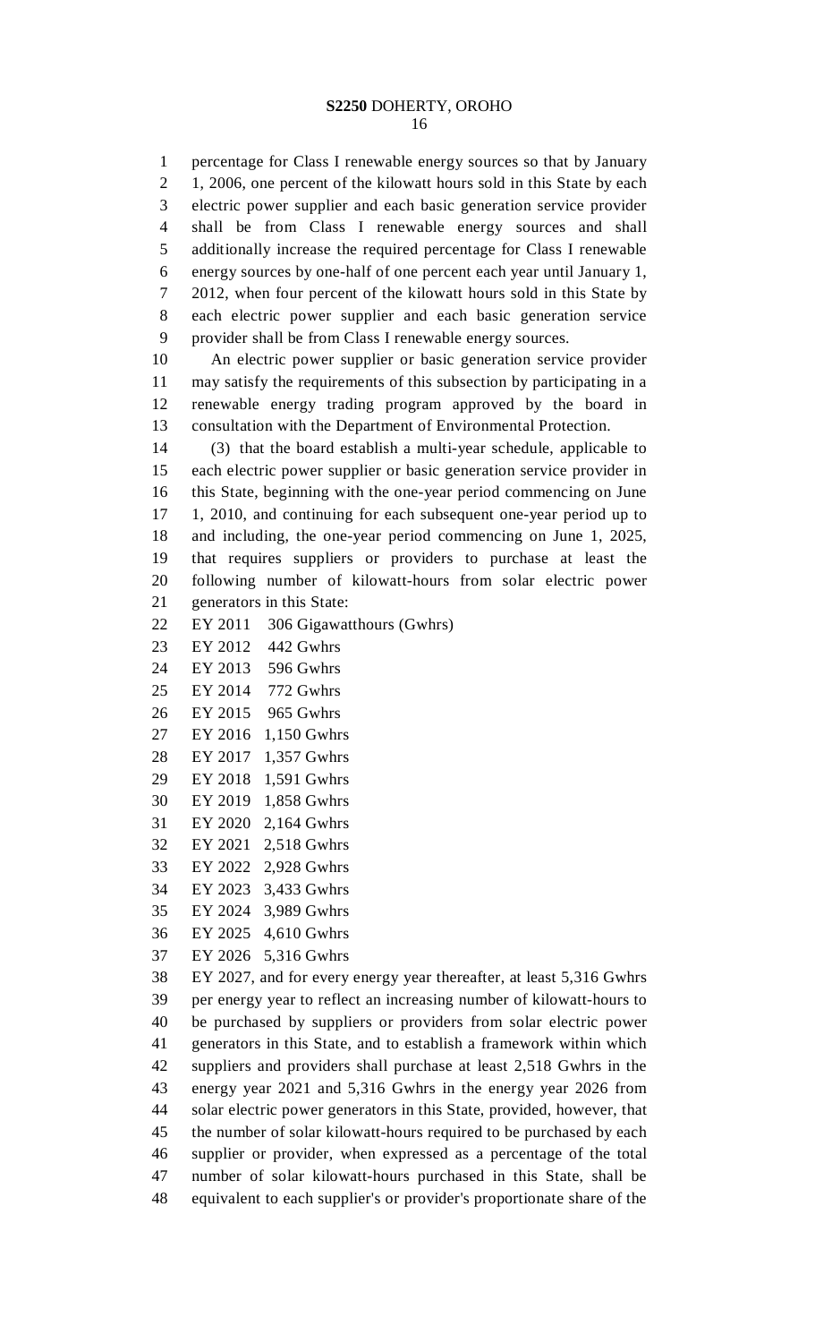percentage for Class I renewable energy sources so that by January 1, 2006, one percent of the kilowatt hours sold in this State by each electric power supplier and each basic generation service provider shall be from Class I renewable energy sources and shall additionally increase the required percentage for Class I renewable energy sources by one-half of one percent each year until January 1, 2012, when four percent of the kilowatt hours sold in this State by each electric power supplier and each basic generation service provider shall be from Class I renewable energy sources.

An electric power supplier or basic generation service provider may satisfy the requirements of this subsection by participating in a renewable energy trading program approved by the board in consultation with the Department of Environmental Protection.

(3) that the board establish a multi-year schedule, applicable to each electric power supplier or basic generation service provider in this State, beginning with the one-year period commencing on June 1, 2010, and continuing for each subsequent one-year period up to and including, the one-year period commencing on June 1, 2025, that requires suppliers or providers to purchase at least the following number of kilowatt-hours from solar electric power generators in this State:

EY 2011 306 Gigawatthours (Gwhrs)
EY 2012 442 Gwhrs
EY 2013 596 Gwhrs
EY 2014 772 Gwhrs
EY 2015 965 Gwhrs
EY 2016 1,150 Gwhrs
EY 2017 1,357 Gwhrs
EY 2018 1,591 Gwhrs
EY 2019 1,858 Gwhrs
EY 2020 2,164 Gwhrs
EY 2021 2,518 Gwhrs
EY 2022 2,928 Gwhrs
EY 2023 3,433 Gwhrs
EY 2024 3,989 Gwhrs
EY 2025 4,610 Gwhrs
EY 2026 5,316 Gwhrs

EY 2027, and for every energy year thereafter, at least 5,316 Gwhrs per energy year to reflect an increasing number of kilowatt-hours to be purchased by suppliers or providers from solar electric power generators in this State, and to establish a framework within which suppliers and providers shall purchase at least 2,518 Gwhrs in the energy year 2021 and 5,316 Gwhrs in the energy year 2026 from solar electric power generators in this State, provided, however, that the number of solar kilowatt-hours required to be purchased by each supplier or provider, when expressed as a percentage of the total number of solar kilowatt-hours purchased in this State, shall be equivalent to each supplier's or provider's proportionate share of the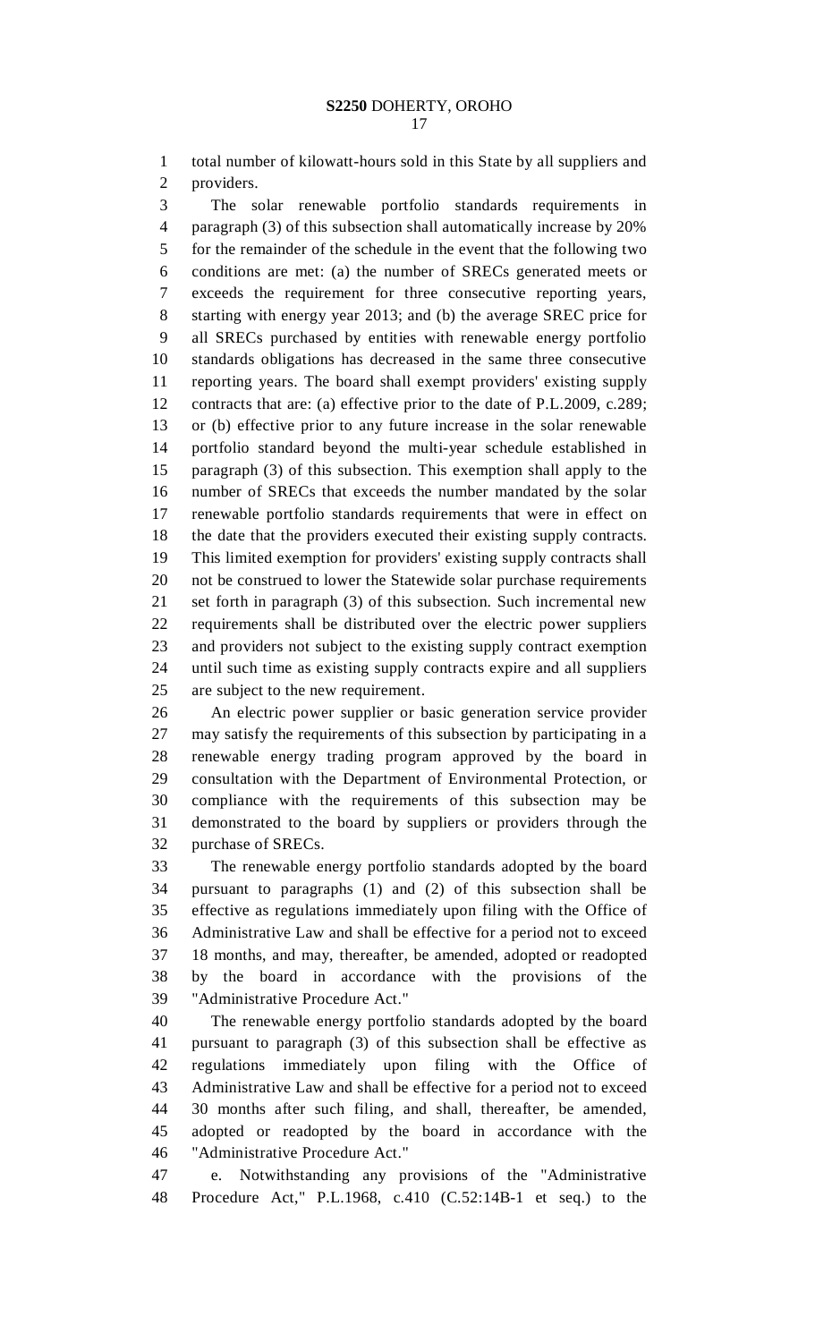total number of kilowatt-hours sold in this State by all suppliers and providers.

The solar renewable portfolio standards requirements in paragraph (3) of this subsection shall automatically increase by 20% for the remainder of the schedule in the event that the following two conditions are met: (a) the number of SRECs generated meets or exceeds the requirement for three consecutive reporting years, starting with energy year 2013; and (b) the average SREC price for all SRECs purchased by entities with renewable energy portfolio standards obligations has decreased in the same three consecutive reporting years. The board shall exempt providers' existing supply contracts that are: (a) effective prior to the date of P.L.2009, c.289; or (b) effective prior to any future increase in the solar renewable portfolio standard beyond the multi-year schedule established in paragraph (3) of this subsection. This exemption shall apply to the number of SRECs that exceeds the number mandated by the solar renewable portfolio standards requirements that were in effect on the date that the providers executed their existing supply contracts. This limited exemption for providers' existing supply contracts shall not be construed to lower the Statewide solar purchase requirements set forth in paragraph (3) of this subsection. Such incremental new requirements shall be distributed over the electric power suppliers and providers not subject to the existing supply contract exemption until such time as existing supply contracts expire and all suppliers are subject to the new requirement.

An electric power supplier or basic generation service provider may satisfy the requirements of this subsection by participating in a renewable energy trading program approved by the board in consultation with the Department of Environmental Protection, or compliance with the requirements of this subsection may be demonstrated to the board by suppliers or providers through the purchase of SRECs.

The renewable energy portfolio standards adopted by the board pursuant to paragraphs (1) and (2) of this subsection shall be effective as regulations immediately upon filing with the Office of Administrative Law and shall be effective for a period not to exceed 18 months, and may, thereafter, be amended, adopted or readopted by the board in accordance with the provisions of the "Administrative Procedure Act."

The renewable energy portfolio standards adopted by the board pursuant to paragraph (3) of this subsection shall be effective as regulations immediately upon filing with the Office of Administrative Law and shall be effective for a period not to exceed 30 months after such filing, and shall, thereafter, be amended, adopted or readopted by the board in accordance with the "Administrative Procedure Act."

e. Notwithstanding any provisions of the "Administrative Procedure Act," P.L.1968, c.410 (C.52:14B-1 et seq.) to the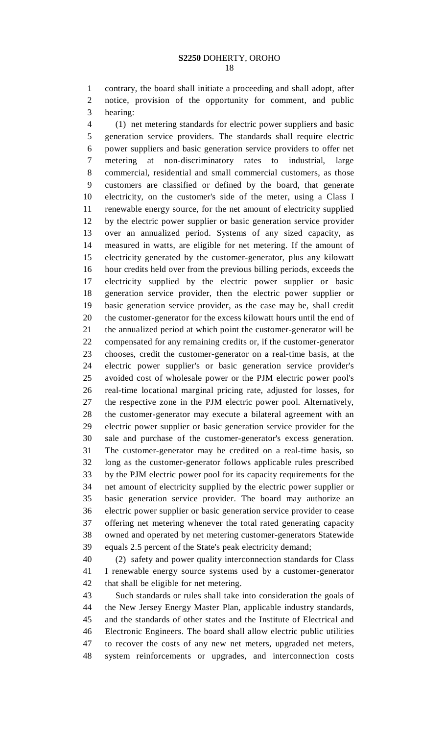contrary, the board shall initiate a proceeding and shall adopt, after notice, provision of the opportunity for comment, and public hearing:

(1) net metering standards for electric power suppliers and basic generation service providers. The standards shall require electric power suppliers and basic generation service providers to offer net metering at non-discriminatory rates to industrial, large commercial, residential and small commercial customers, as those customers are classified or defined by the board, that generate electricity, on the customer's side of the meter, using a Class I renewable energy source, for the net amount of electricity supplied by the electric power supplier or basic generation service provider over an annualized period. Systems of any sized capacity, as measured in watts, are eligible for net metering. If the amount of electricity generated by the customer-generator, plus any kilowatt hour credits held over from the previous billing periods, exceeds the electricity supplied by the electric power supplier or basic generation service provider, then the electric power supplier or basic generation service provider, as the case may be, shall credit the customer-generator for the excess kilowatt hours until the end of the annualized period at which point the customer-generator will be compensated for any remaining credits or, if the customer-generator chooses, credit the customer-generator on a real-time basis, at the electric power supplier's or basic generation service provider's avoided cost of wholesale power or the PJM electric power pool's real-time locational marginal pricing rate, adjusted for losses, for the respective zone in the PJM electric power pool. Alternatively, the customer-generator may execute a bilateral agreement with an electric power supplier or basic generation service provider for the sale and purchase of the customer-generator's excess generation. The customer-generator may be credited on a real-time basis, so long as the customer-generator follows applicable rules prescribed by the PJM electric power pool for its capacity requirements for the net amount of electricity supplied by the electric power supplier or basic generation service provider. The board may authorize an electric power supplier or basic generation service provider to cease offering net metering whenever the total rated generating capacity owned and operated by net metering customer-generators Statewide equals 2.5 percent of the State's peak electricity demand;

(2) safety and power quality interconnection standards for Class I renewable energy source systems used by a customer-generator that shall be eligible for net metering.

Such standards or rules shall take into consideration the goals of the New Jersey Energy Master Plan, applicable industry standards, and the standards of other states and the Institute of Electrical and Electronic Engineers. The board shall allow electric public utilities to recover the costs of any new net meters, upgraded net meters, system reinforcements or upgrades, and interconnection costs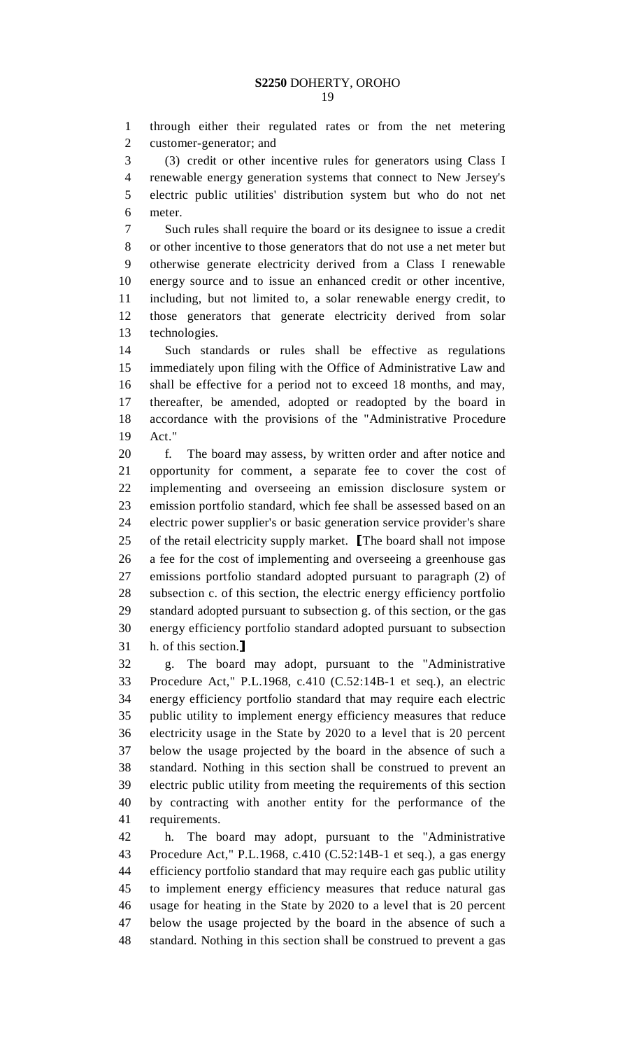through either their regulated rates or from the net metering customer-generator; and

(3) credit or other incentive rules for generators using Class I renewable energy generation systems that connect to New Jersey's electric public utilities' distribution system but who do not net meter.

Such rules shall require the board or its designee to issue a credit or other incentive to those generators that do not use a net meter but otherwise generate electricity derived from a Class I renewable energy source and to issue an enhanced credit or other incentive, including, but not limited to, a solar renewable energy credit, to those generators that generate electricity derived from solar technologies.

Such standards or rules shall be effective as regulations immediately upon filing with the Office of Administrative Law and shall be effective for a period not to exceed 18 months, and may, thereafter, be amended, adopted or readopted by the board in accordance with the provisions of the "Administrative Procedure Act."

f. The board may assess, by written order and after notice and opportunity for comment, a separate fee to cover the cost of implementing and overseeing an emission disclosure system or emission portfolio standard, which fee shall be assessed based on an electric power supplier's or basic generation service provider's share of the retail electricity supply market. ⟦The board shall not impose a fee for the cost of implementing and overseeing a greenhouse gas emissions portfolio standard adopted pursuant to paragraph (2) of subsection c. of this section, the electric energy efficiency portfolio standard adopted pursuant to subsection g. of this section, or the gas energy efficiency portfolio standard adopted pursuant to subsection h. of this section.⟧

g. The board may adopt, pursuant to the "Administrative Procedure Act," P.L.1968, c.410 (C.52:14B-1 et seq.), an electric energy efficiency portfolio standard that may require each electric public utility to implement energy efficiency measures that reduce electricity usage in the State by 2020 to a level that is 20 percent below the usage projected by the board in the absence of such a standard. Nothing in this section shall be construed to prevent an electric public utility from meeting the requirements of this section by contracting with another entity for the performance of the requirements.

h. The board may adopt, pursuant to the "Administrative Procedure Act," P.L.1968, c.410 (C.52:14B-1 et seq.), a gas energy efficiency portfolio standard that may require each gas public utility to implement energy efficiency measures that reduce natural gas usage for heating in the State by 2020 to a level that is 20 percent below the usage projected by the board in the absence of such a standard. Nothing in this section shall be construed to prevent a gas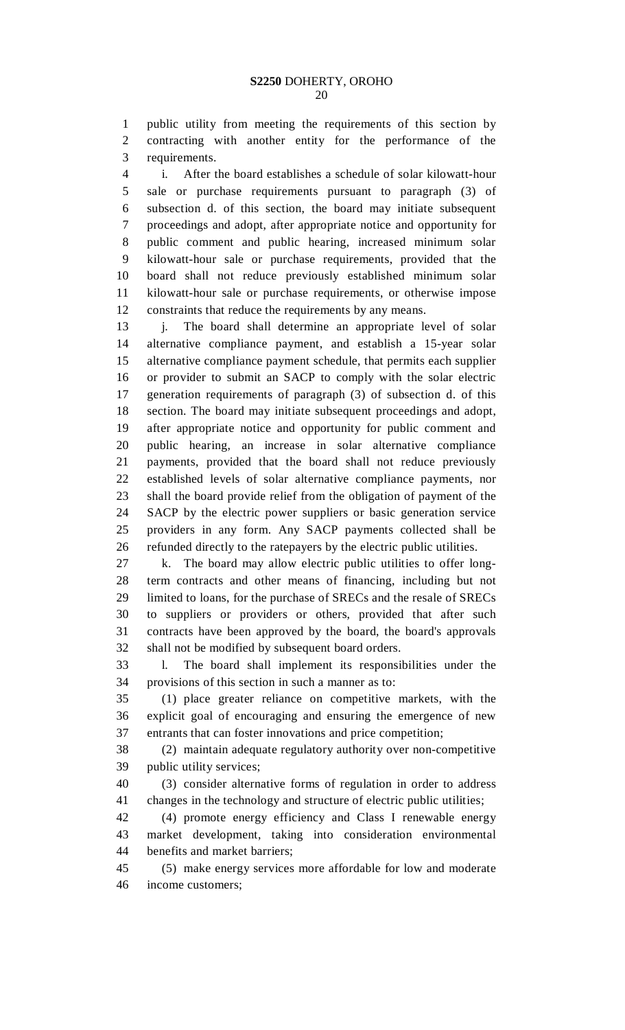public utility from meeting the requirements of this section by contracting with another entity for the performance of the requirements.

i. After the board establishes a schedule of solar kilowatt-hour sale or purchase requirements pursuant to paragraph (3) of subsection d. of this section, the board may initiate subsequent proceedings and adopt, after appropriate notice and opportunity for public comment and public hearing, increased minimum solar kilowatt-hour sale or purchase requirements, provided that the board shall not reduce previously established minimum solar kilowatt-hour sale or purchase requirements, or otherwise impose constraints that reduce the requirements by any means.

j. The board shall determine an appropriate level of solar alternative compliance payment, and establish a 15-year solar alternative compliance payment schedule, that permits each supplier or provider to submit an SACP to comply with the solar electric generation requirements of paragraph (3) of subsection d. of this section. The board may initiate subsequent proceedings and adopt, after appropriate notice and opportunity for public comment and public hearing, an increase in solar alternative compliance payments, provided that the board shall not reduce previously established levels of solar alternative compliance payments, nor shall the board provide relief from the obligation of payment of the SACP by the electric power suppliers or basic generation service providers in any form. Any SACP payments collected shall be refunded directly to the ratepayers by the electric public utilities.

k. The board may allow electric public utilities to offer long-term contracts and other means of financing, including but not limited to loans, for the purchase of SRECs and the resale of SRECs to suppliers or providers or others, provided that after such contracts have been approved by the board, the board's approvals shall not be modified by subsequent board orders.

l. The board shall implement its responsibilities under the provisions of this section in such a manner as to:

(1) place greater reliance on competitive markets, with the explicit goal of encouraging and ensuring the emergence of new entrants that can foster innovations and price competition;

(2) maintain adequate regulatory authority over non-competitive public utility services;

(3) consider alternative forms of regulation in order to address changes in the technology and structure of electric public utilities;

(4) promote energy efficiency and Class I renewable energy market development, taking into consideration environmental benefits and market barriers;

(5) make energy services more affordable for low and moderate income customers;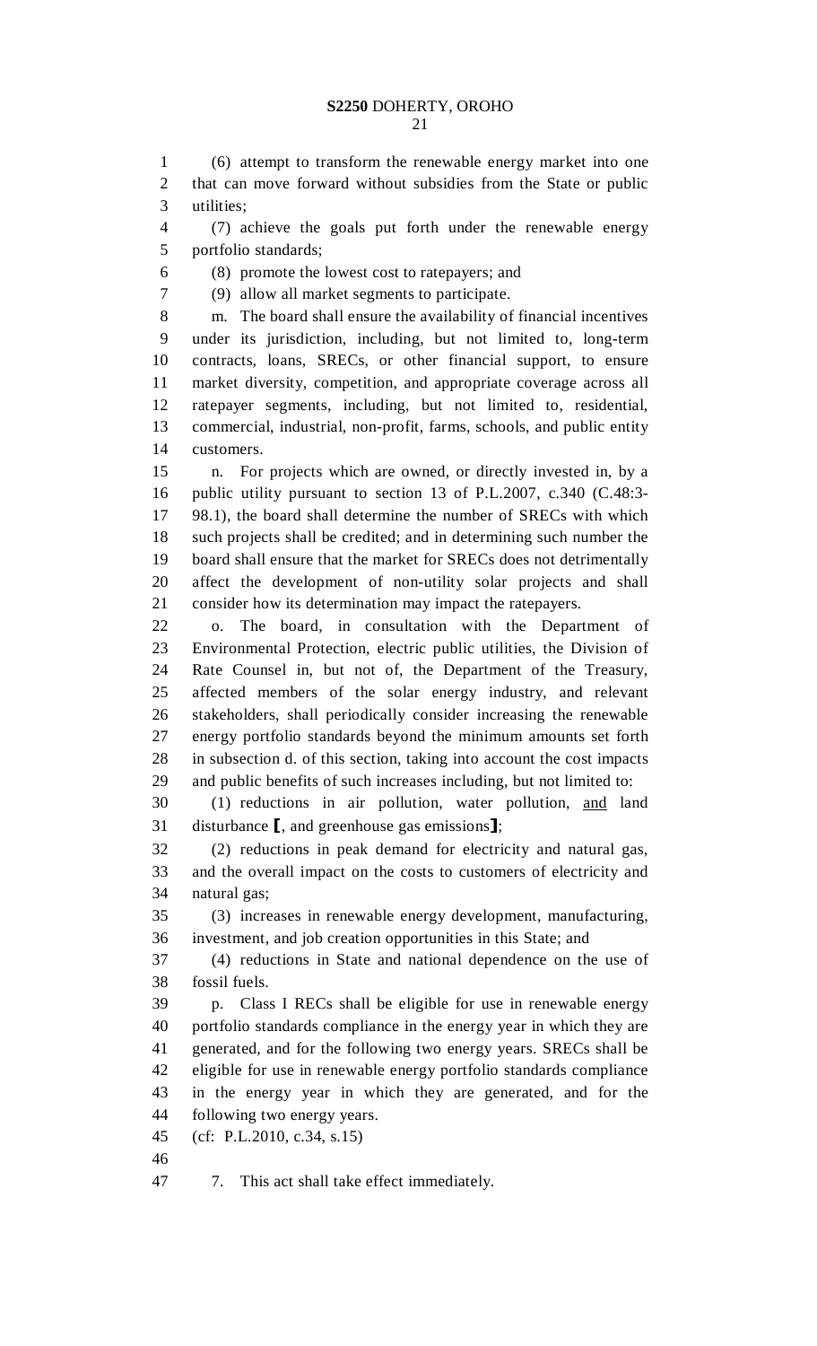(6) attempt to transform the renewable energy market into one that can move forward without subsidies from the State or public utilities;

(7) achieve the goals put forth under the renewable energy portfolio standards;

(8) promote the lowest cost to ratepayers; and

(9) allow all market segments to participate.

m. The board shall ensure the availability of financial incentives under its jurisdiction, including, but not limited to, long-term contracts, loans, SRECs, or other financial support, to ensure market diversity, competition, and appropriate coverage across all ratepayer segments, including, but not limited to, residential, commercial, industrial, non-profit, farms, schools, and public entity customers.

n. For projects which are owned, or directly invested in, by a public utility pursuant to section 13 of P.L.2007, c.340 (C.48:3-98.1), the board shall determine the number of SRECs with which such projects shall be credited; and in determining such number the board shall ensure that the market for SRECs does not detrimentally affect the development of non-utility solar projects and shall consider how its determination may impact the ratepayers.

o. The board, in consultation with the Department of Environmental Protection, electric public utilities, the Division of Rate Counsel in, but not of, the Department of the Treasury, affected members of the solar energy industry, and relevant stakeholders, shall periodically consider increasing the renewable energy portfolio standards beyond the minimum amounts set forth in subsection d. of this section, taking into account the cost impacts and public benefits of such increases including, but not limited to:

(1) reductions in air pollution, water pollution, <u>and</u> land disturbance ⟦, and greenhouse gas emissions⟧;

(2) reductions in peak demand for electricity and natural gas, and the overall impact on the costs to customers of electricity and natural gas;

(3) increases in renewable energy development, manufacturing, investment, and job creation opportunities in this State; and

(4) reductions in State and national dependence on the use of fossil fuels.

p. Class I RECs shall be eligible for use in renewable energy portfolio standards compliance in the energy year in which they are generated, and for the following two energy years. SRECs shall be eligible for use in renewable energy portfolio standards compliance in the energy year in which they are generated, and for the following two energy years.

(cf: P.L.2010, c.34, s.15)

7. This act shall take effect immediately.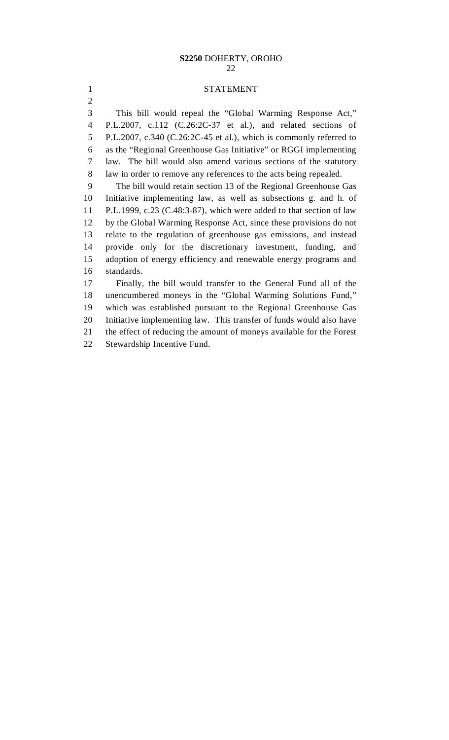## STATEMENT

This bill would repeal the "Global Warming Response Act," P.L.2007, c.112 (C.26:2C-37 et al.), and related sections of P.L.2007, c.340 (C.26:2C-45 et al.), which is commonly referred to as the "Regional Greenhouse Gas Initiative" or RGGI implementing law. The bill would also amend various sections of the statutory law in order to remove any references to the acts being repealed.

The bill would retain section 13 of the Regional Greenhouse Gas Initiative implementing law, as well as subsections g. and h. of P.L.1999, c.23 (C.48:3-87), which were added to that section of law by the Global Warming Response Act, since these provisions do not relate to the regulation of greenhouse gas emissions, and instead provide only for the discretionary investment, funding, and adoption of energy efficiency and renewable energy programs and standards.

Finally, the bill would transfer to the General Fund all of the unencumbered moneys in the "Global Warming Solutions Fund," which was established pursuant to the Regional Greenhouse Gas Initiative implementing law. This transfer of funds would also have the effect of reducing the amount of moneys available for the Forest Stewardship Incentive Fund.